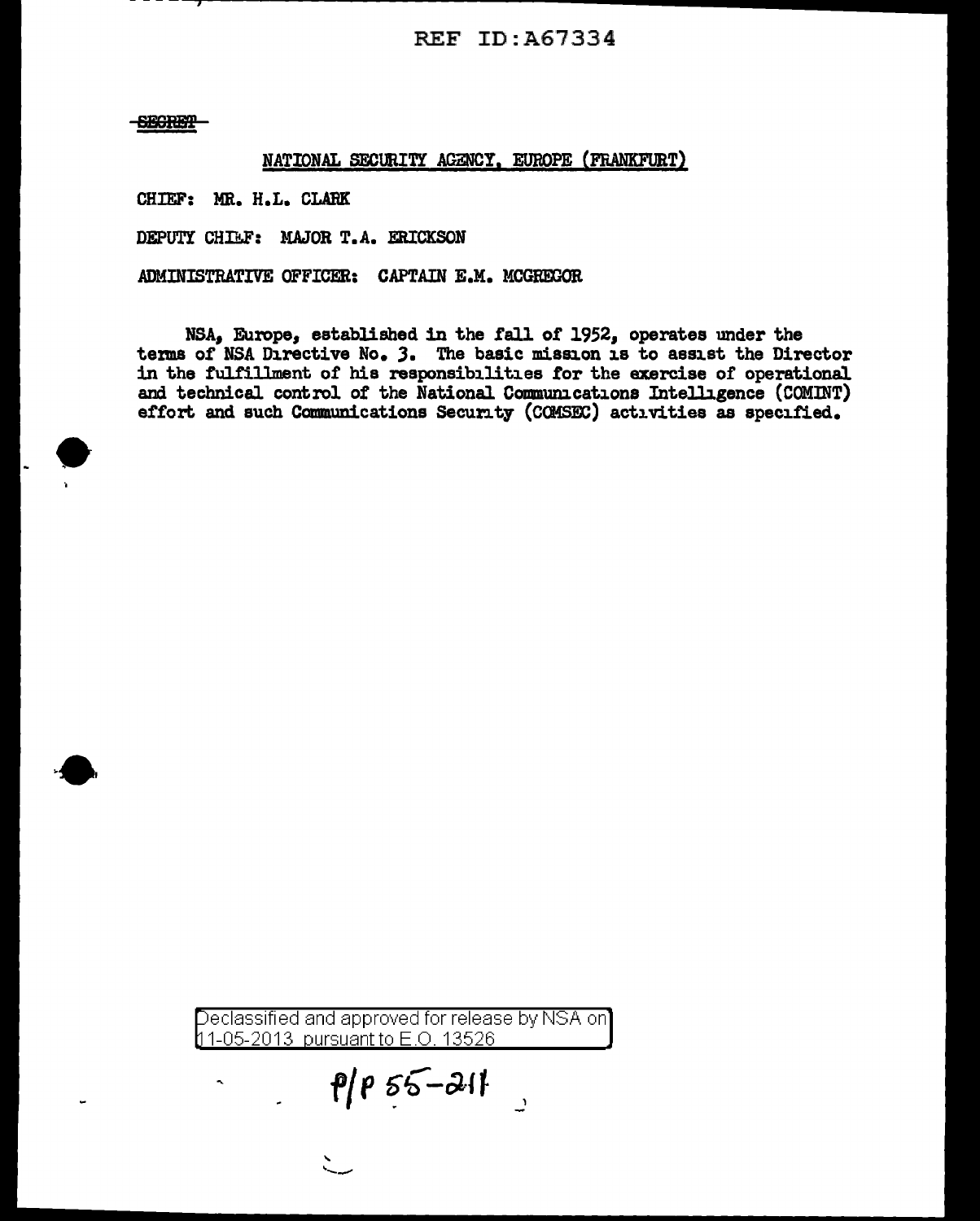REF ID:A67334

~~SECRET~~

NATIONAL SECURITY AGENCY, EUROPE (FRANKFURT)

CHIEF: MR. H.L. CLARK

DEPUTY CHIEF: MAJOR T.A. ERICKSON

ADMINISTRATIVE OFFICER: CAPTAIN E.M. MCGREGOR

NSA, Europe, established in the fall of 1952, operates under the terms of NSA Directive No. 3. The basic mission is to assist the Director in the fulfillment of his responsibilities for the exercise of operational and technical control of the National Communications Intelligence (COMINT) effort and such Communications Security (COMSEC) activities as specified.

Declassified and approved for release by NSA on 11-05-2013 pursuant to E.O. 13526

P/P 55-211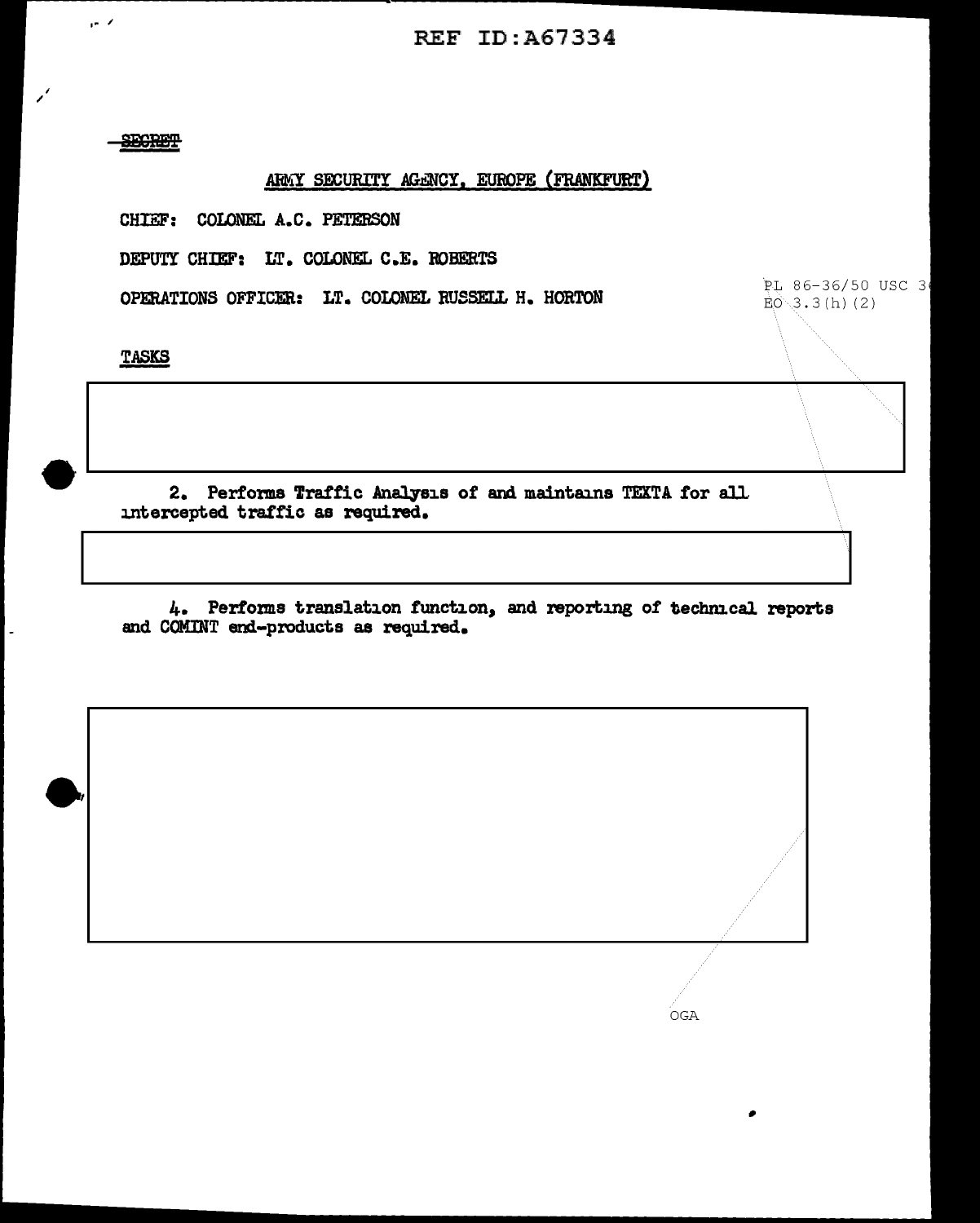REF ID:A67334

~~SECRET~~

ARMY SECURITY AGENCY, EUROPE (FRANKFURT)

CHIEF: COLONEL A.C. PETERSON

DEPUTY CHIEF: LT. COLONEL C.E. ROBERTS

OPERATIONS OFFICER: LT. COLONEL RUSSELL H. HORTON

PL 86-36/50 USC 3
EO 3.3(h)(2)

TASKS

2. Performs Traffic Analysis of and maintains TEXTA for all intercepted traffic as required.

4. Performs translation function, and reporting of technical reports and COMINT end-products as required.

OGA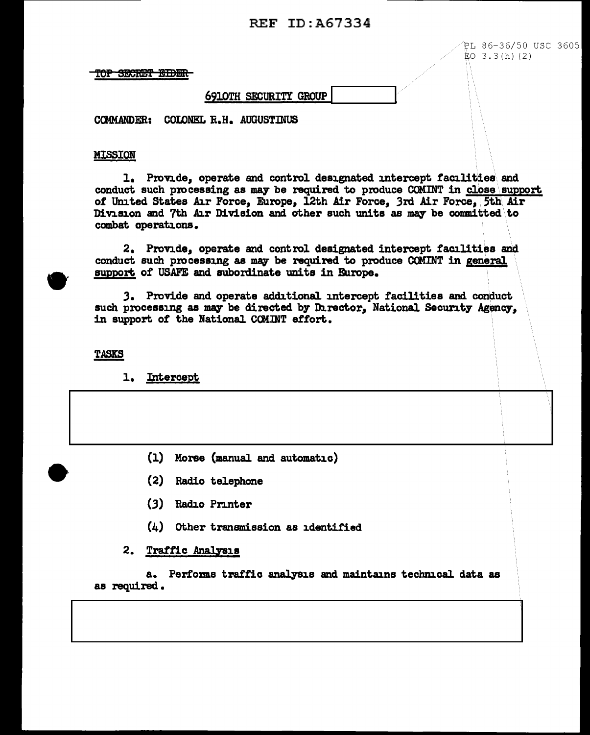REF ID:A67334

PL 86-36/50 USC 3605
EO 3.3(h)(2)

~~TOP SECRET EIDER~~

6910TH SECURITY GROUP

COMMANDER: COLONEL R.H. AUGUSTINUS

MISSION

1. Provide, operate and control designated intercept facilities and conduct such processing as may be required to produce COMINT in close support of United States Air Force, Europe, 12th Air Force, 3rd Air Force, 5th Air Division and 7th Air Division and other such units as may be committed to combat operations.

2. Provide, operate and control designated intercept facilities and conduct such processing as may be required to produce COMINT in general support of USAFE and subordinate units in Europe.

3. Provide and operate additional intercept facilities and conduct such processing as may be directed by Director, National Security Agency, in support of the National COMINT effort.

TASKS

1. Intercept

(1) Morse (manual and automatic)

(2) Radio telephone

(3) Radio Printer

(4) Other transmission as identified

2. Traffic Analysis

a. Performs traffic analysis and maintains technical data as as required.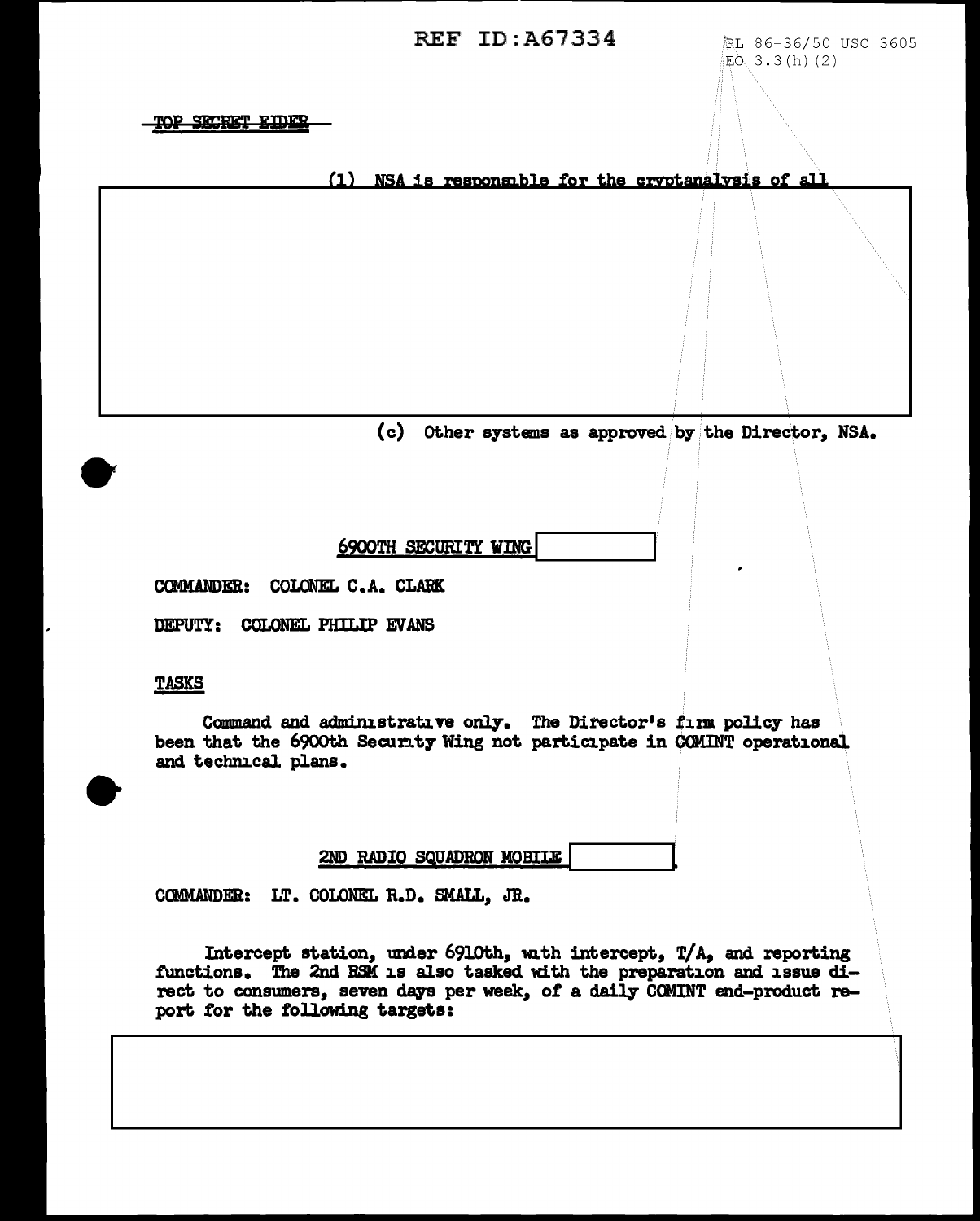REF ID:A67334

PL 86-36/50 USC 3605
EO 3.3(h)(2)

~~TOP SECRET EIDER~~

(1) NSA is responsible for the cryptanalysis of all

(c) Other systems as approved by the Director, NSA.

6900TH SECURITY WING

COMMANDER: COLONEL C.A. CLARK

DEPUTY: COLONEL PHILIP EVANS

TASKS

Command and administrative only. The Director's firm policy has been that the 6900th Security Wing not participate in COMINT operational and technical plans.

2ND RADIO SQUADRON MOBILE

COMMANDER: LT. COLONEL R.D. SMALL, JR.

Intercept station, under 6910th, with intercept, T/A, and reporting functions. The 2nd RSM is also tasked with the preparation and issue direct to consumers, seven days per week, of a daily COMINT end-product report for the following targets: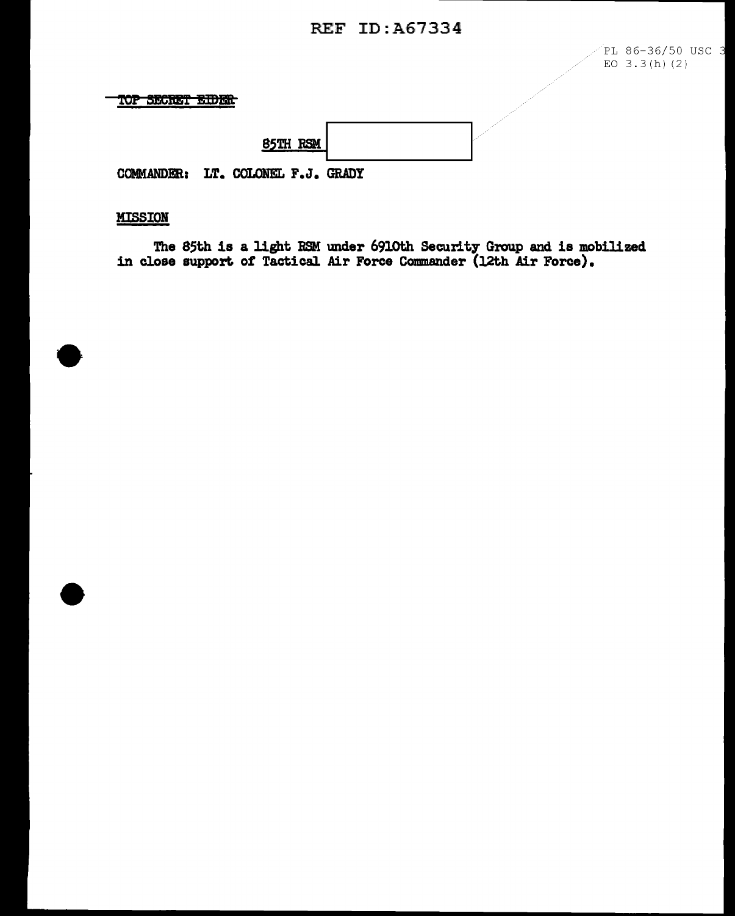REF ID:A67334

PL 86-36/50 USC 3
EO 3.3(h)(2)

~~TOP SECRET EIDER~~

85TH RSM

COMMANDER: LT. COLONEL F.J. GRADY

MISSION

The 85th is a light RSM under 6910th Security Group and is mobilized in close support of Tactical Air Force Commander (12th Air Force).